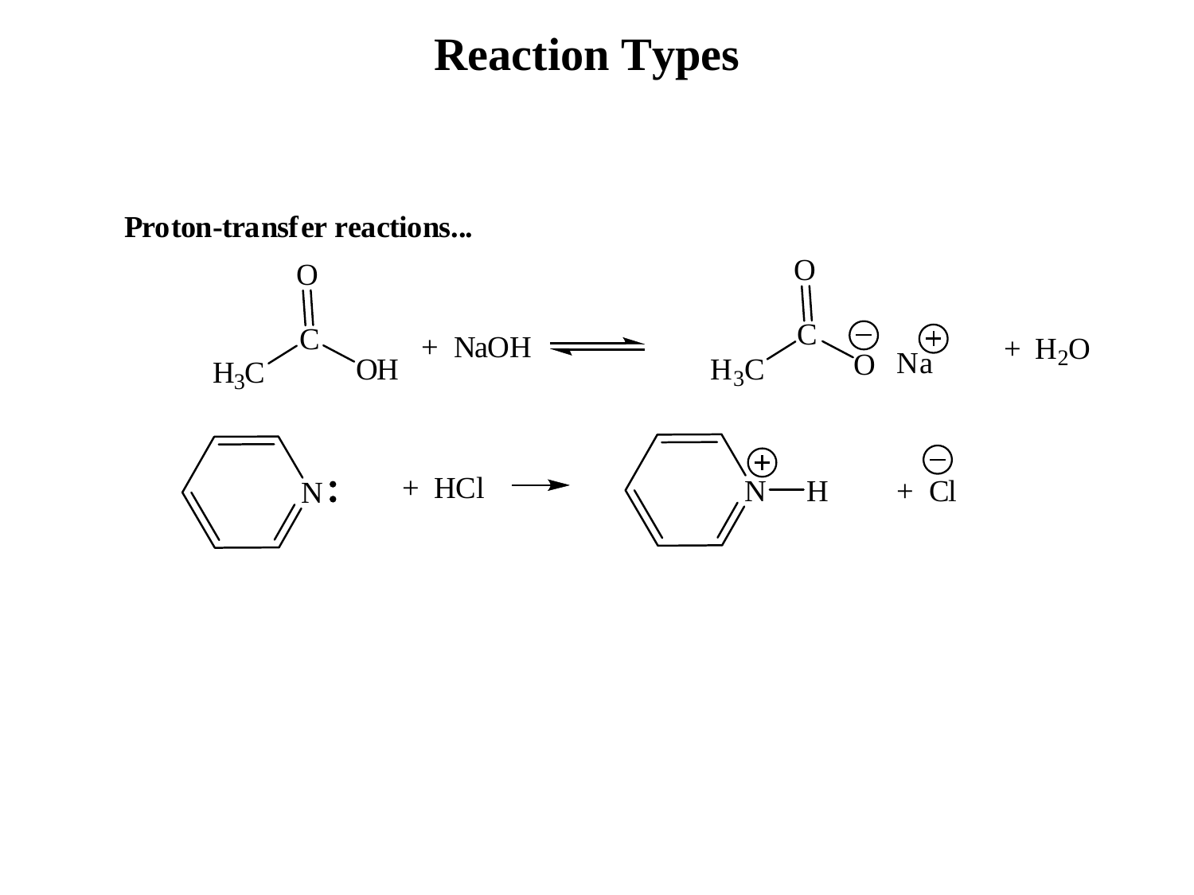# Reaction Types

**Proton-transfer reactions...**

$$CH_3COOH + NaOH \rightleftharpoons CH_3COO^- \; Na^+ + H_2O$$

$$C_5H_5N: + HCl \longrightarrow C_5H_5N^+\text{—}H + Cl^-$$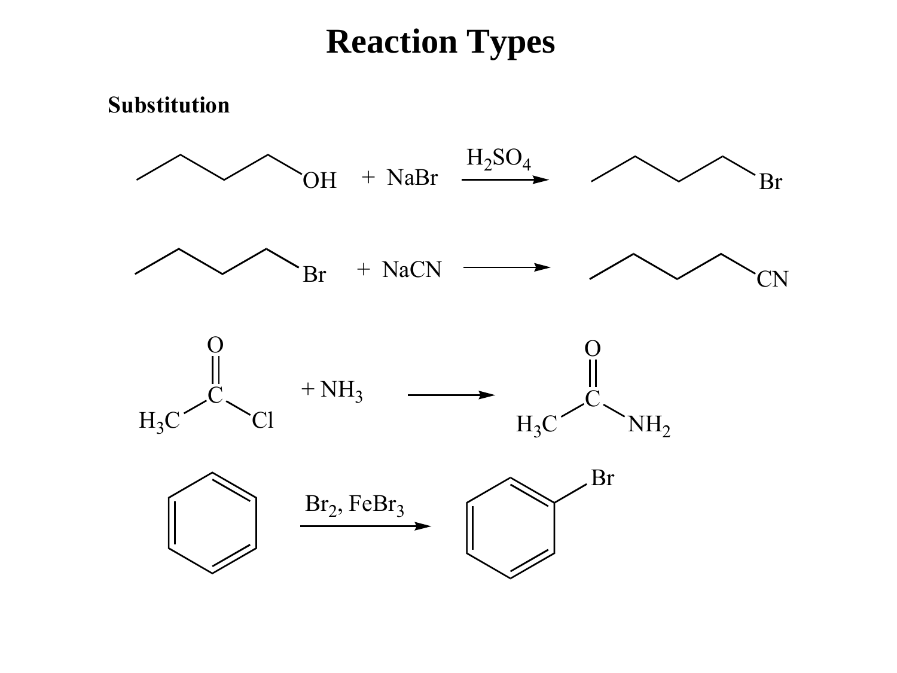# Reaction Types

## Substitution

$$CH_3CH_2CH_2CH_2OH + NaBr \xrightarrow{H_2SO_4} CH_3CH_2CH_2CH_2Br$$

$$CH_3CH_2CH_2CH_2Br + NaCN \longrightarrow CH_3CH_2CH_2CH_2CN$$

$$H_3C{-}C({=}O){-}Cl + NH_3 \longrightarrow H_3C{-}C({=}O){-}NH_2$$

$$C_6H_6 \xrightarrow{Br_2,\ FeBr_3} C_6H_5Br$$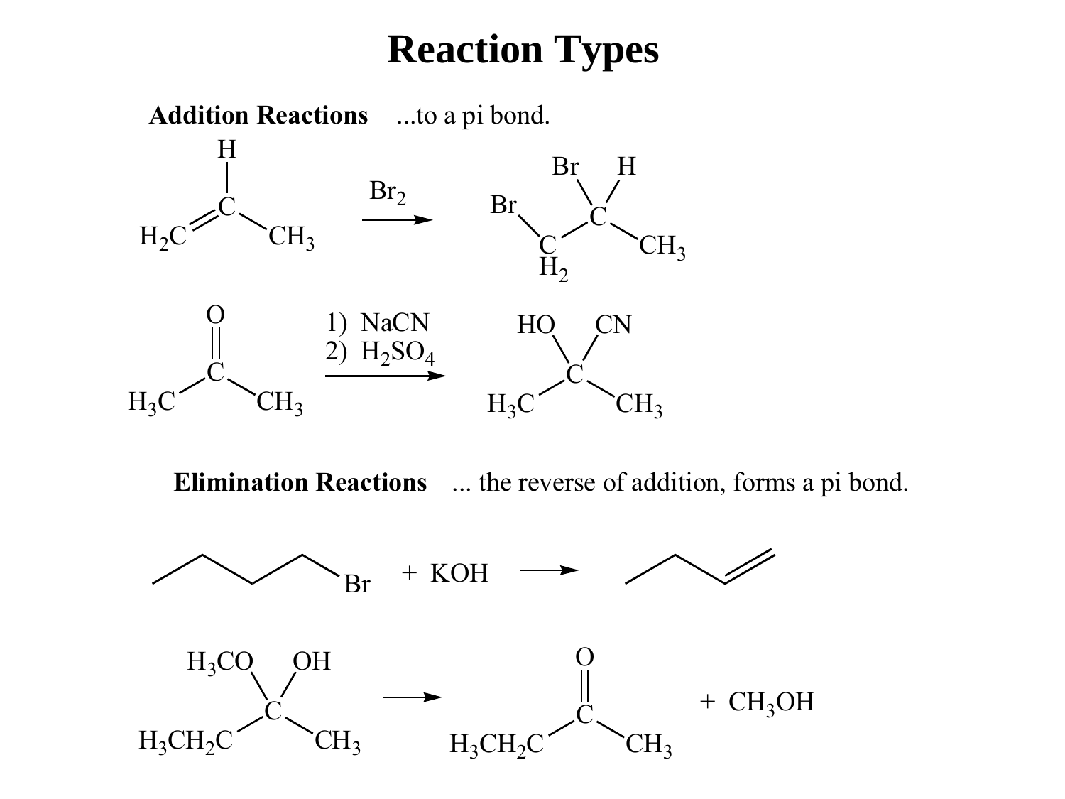# Reaction Types

**Addition Reactions** ...to a pi bond.

$$H_2C{=}CH{-}CH_3 \xrightarrow{Br_2} BrCH_2{-}CHBr{-}CH_3$$

$$H_3C{-}C(=O){-}CH_3 \xrightarrow[\text{2) } H_2SO_4]{\text{1) NaCN}} (H_3C)(CH_3)C(OH)(CN)$$

**Elimination Reactions** ... the reverse of addition, forms a pi bond.

$$CH_3CH_2CH_2CH_2Br + KOH \longrightarrow CH_3CH_2CH{=}CH_2$$

$$H_3CH_2C{-}C(OCH_3)(OH){-}CH_3 \longrightarrow H_3CH_2C{-}C(=O){-}CH_3 + CH_3OH$$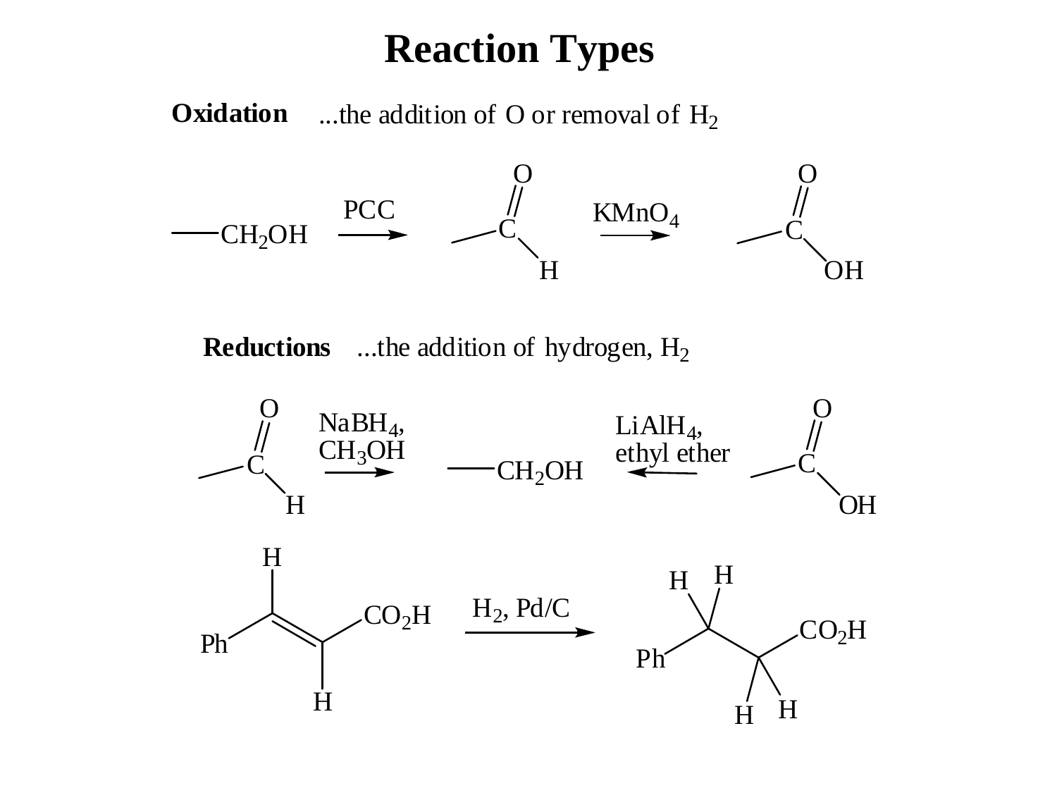# Reaction Types

**Oxidation** ...the addition of O or removal of $H_2$

$$—CH_2OH \xrightarrow{PCC} —C(=O)H \xrightarrow{KMnO_4} —C(=O)OH$$

**Reductions** ...the addition of hydrogen, $H_2$

$$—C(=O)H \xrightarrow[CH_3OH]{NaBH_4,} —CH_2OH \xleftarrow[\text{ethyl ether}]{LiAlH_4,} —C(=O)OH$$

$$PhCH=CHCO_2H \xrightarrow{H_2,\ Pd/C} PhCH_2CH_2CO_2H$$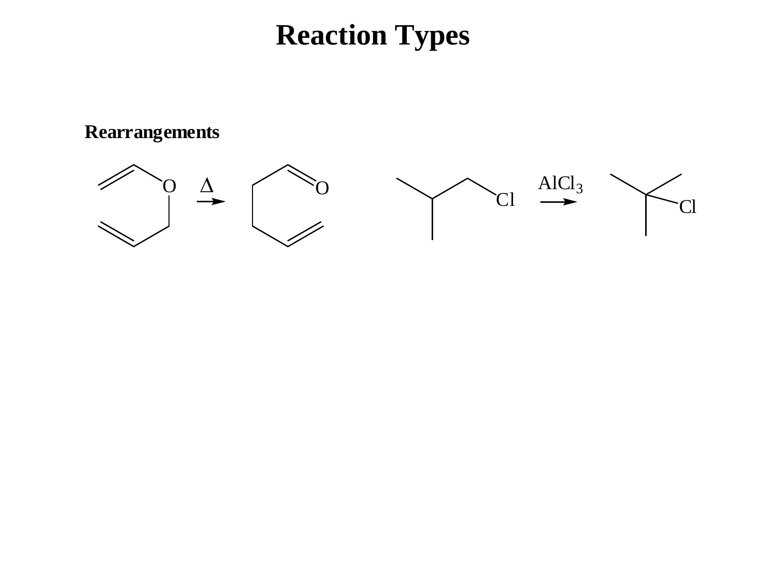# Reaction Types

**Rearrangements**

$\Delta$

O

O

Cl

$AlCl_3$

Cl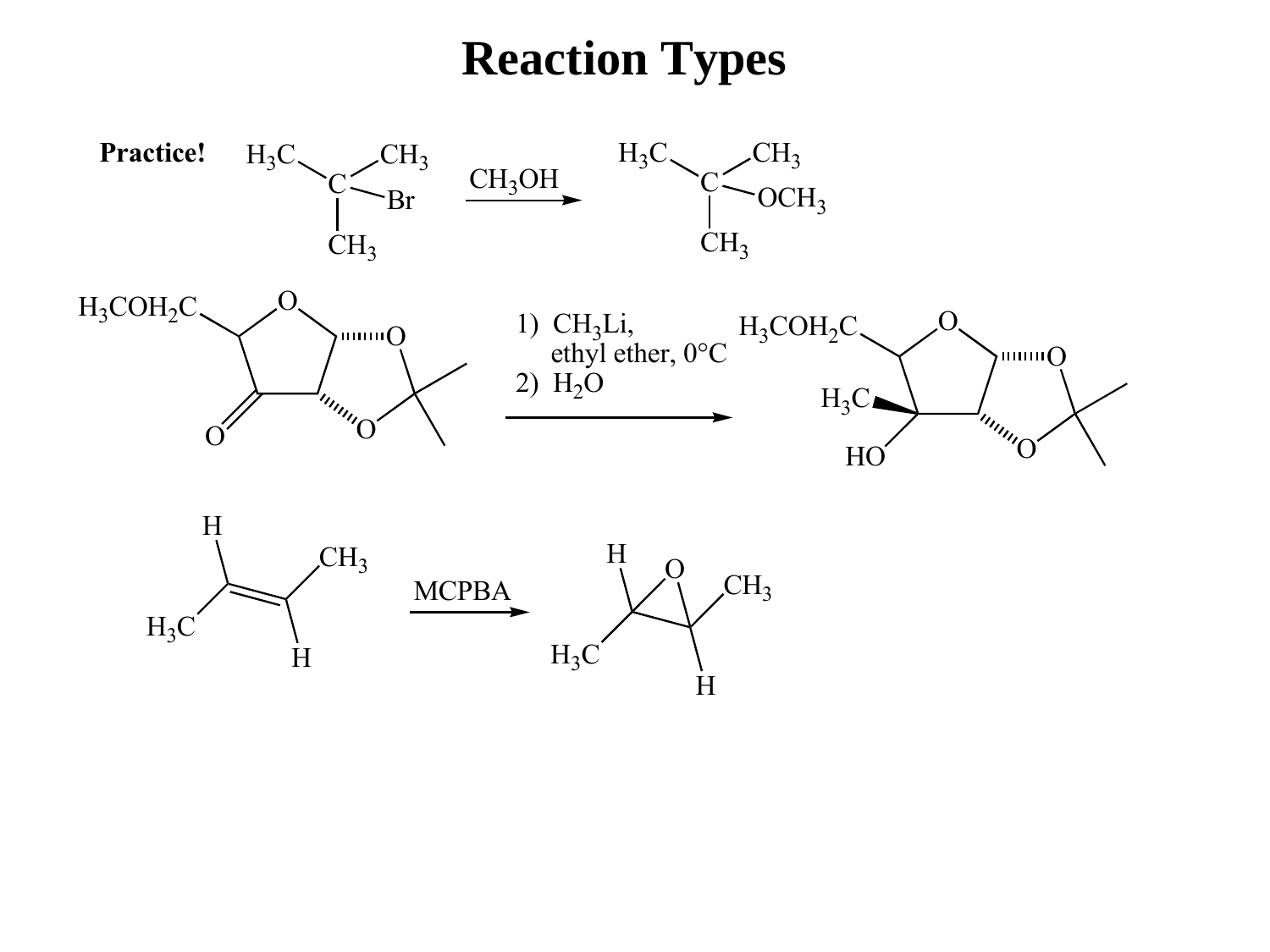# Reaction Types

**Practice!**

$$(CH_3)_3C{-}Br \xrightarrow{CH_3OH} (CH_3)_3C{-}OCH_3$$

1) $CH_3Li$, ethyl ether, 0°C
2) $H_2O$

MCPBA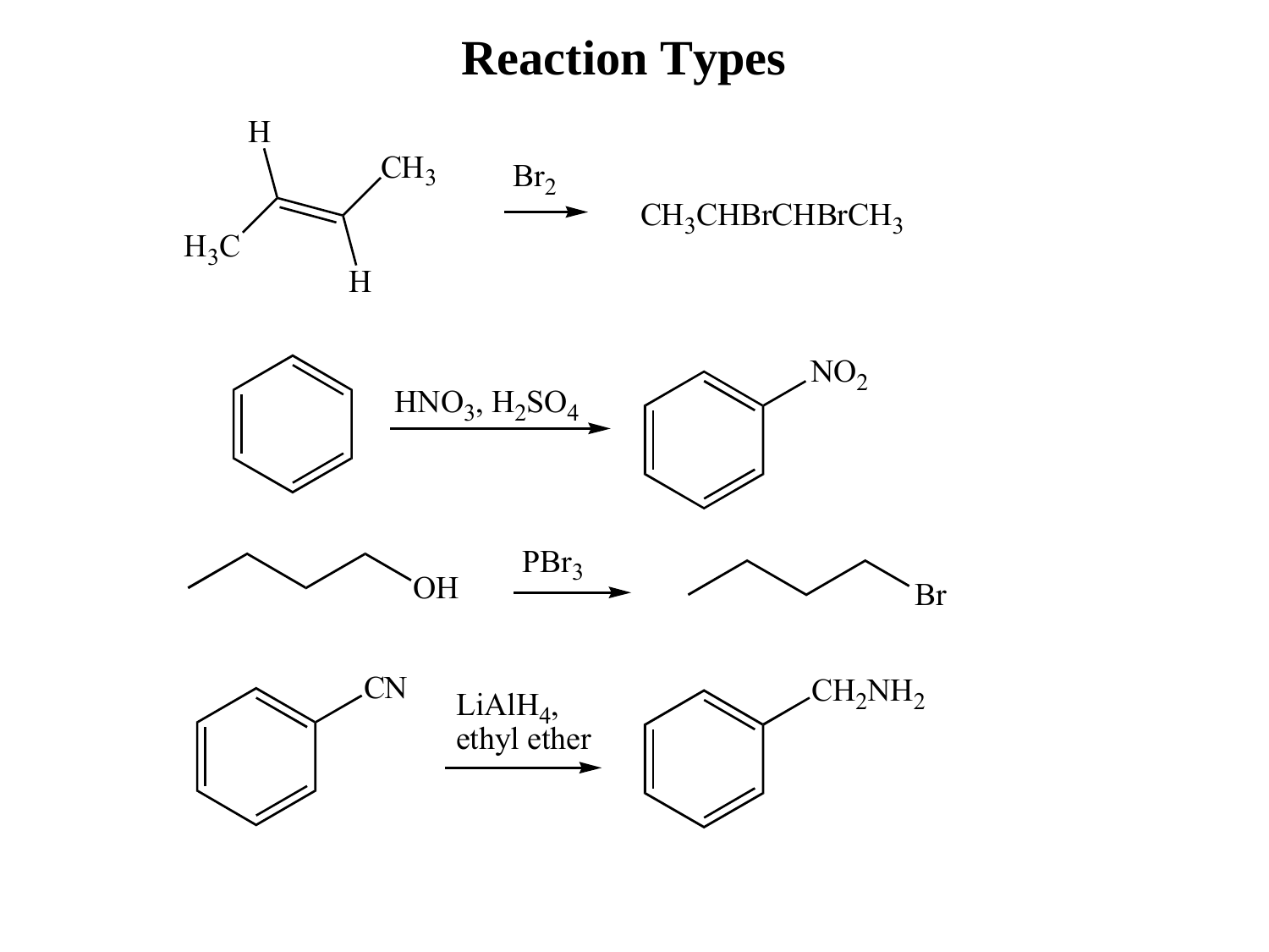# Reaction Types

$$H_3C\text{-}CH\text{=}CH\text{-}CH_3 \xrightarrow{Br_2} CH_3CHBrCHBrCH_3$$

$$C_6H_6 \xrightarrow{HNO_3,\ H_2SO_4} C_6H_5NO_2$$

$$CH_3CH_2CH_2CH_2OH \xrightarrow{PBr_3} CH_3CH_2CH_2CH_2Br$$

$$C_6H_5CN \xrightarrow{LiAlH_4,\ \text{ethyl ether}} C_6H_5CH_2NH_2$$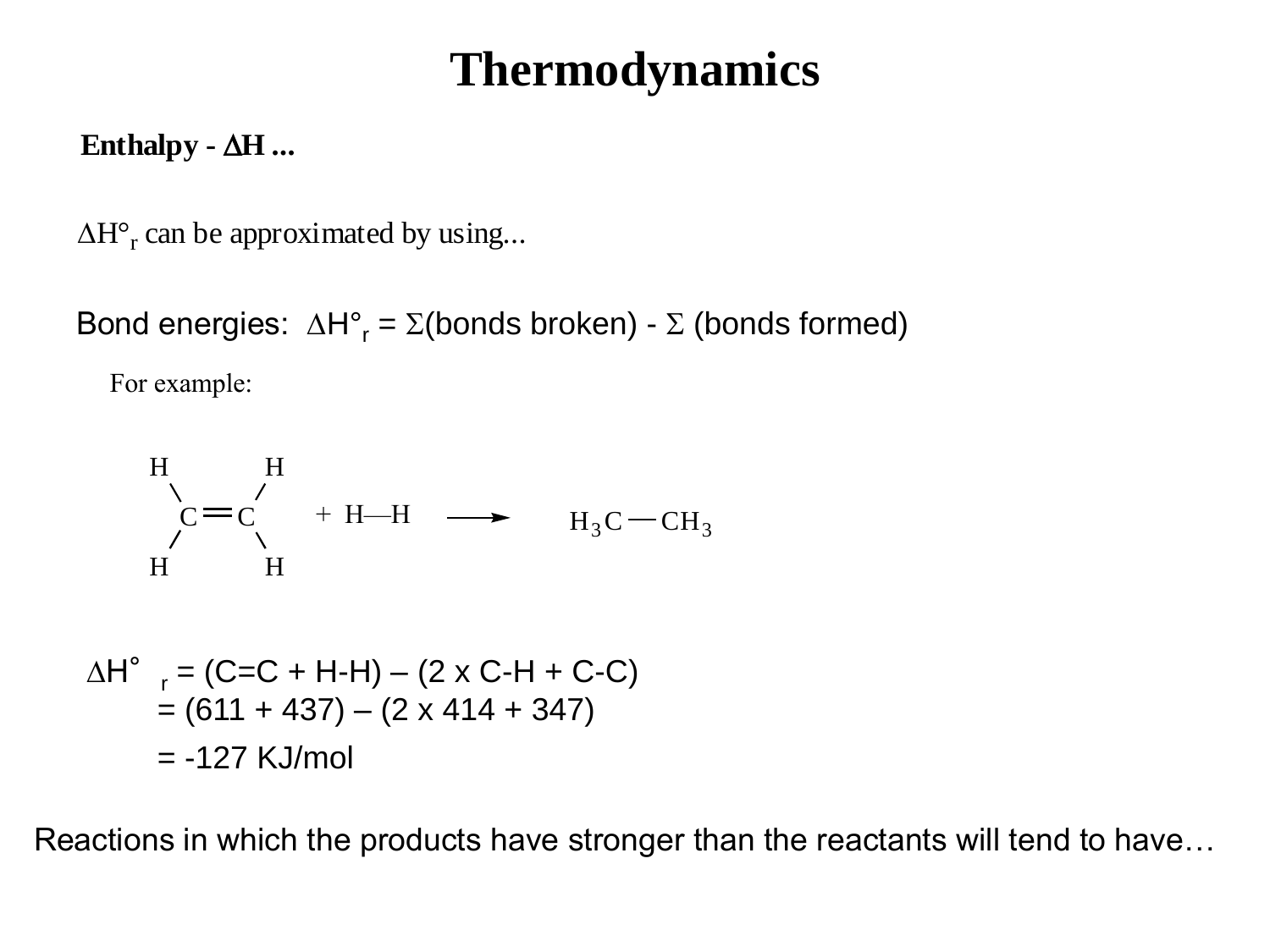# Thermodynamics

**Enthalpy - ΔH ...**

$\Delta H°_r$ can be approximated by using...

Bond energies: $\Delta H°_r = \Sigma$(bonds broken) - $\Sigma$ (bonds formed)

For example:

$$H_2C{=}CH_2 + H{-}H \longrightarrow H_3C{-}CH_3$$

$$\begin{aligned}\Delta H°_r &= (C{=}C + H{-}H) - (2 \times C{-}H + C{-}C)\\ &= (611 + 437) - (2 \times 414 + 347)\\ &= -127 \text{ KJ/mol}\end{aligned}$$

Reactions in which the products have stronger than the reactants will tend to have…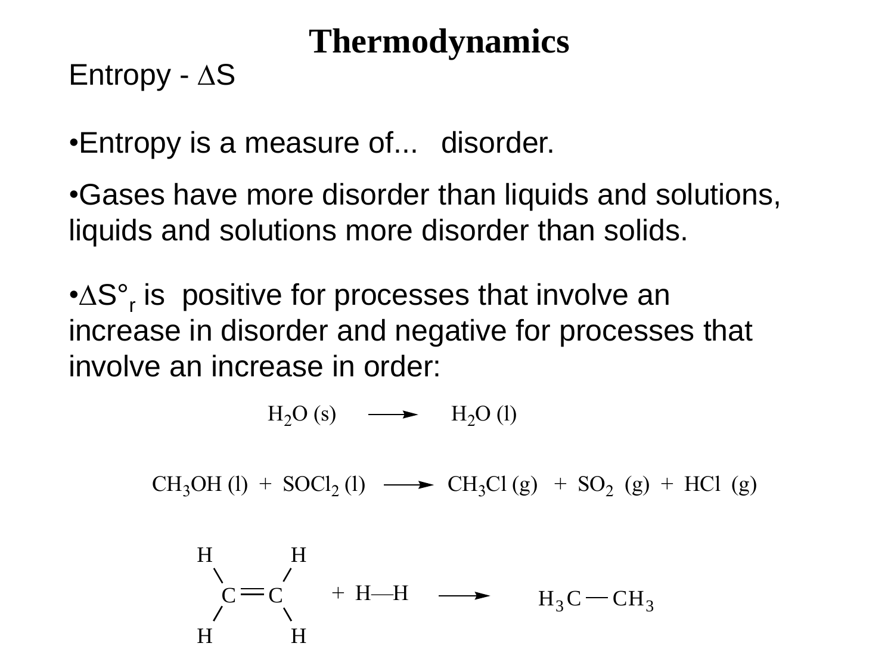# Thermodynamics

## Entropy - $\Delta S$

- Entropy is a measure of... disorder.
- Gases have more disorder than liquids and solutions, liquids and solutions more disorder than solids.
- $\Delta S^\circ_r$ is positive for processes that involve an increase in disorder and negative for processes that involve an increase in order:

$$H_2O\ (s) \longrightarrow H_2O\ (l)$$

$$CH_3OH\ (l) + SOCl_2\ (l) \longrightarrow CH_3Cl\ (g) + SO_2\ (g) + HCl\ (g)$$

$$H_2C{=}CH_2 + H{-}H \longrightarrow H_3C{-}CH_3$$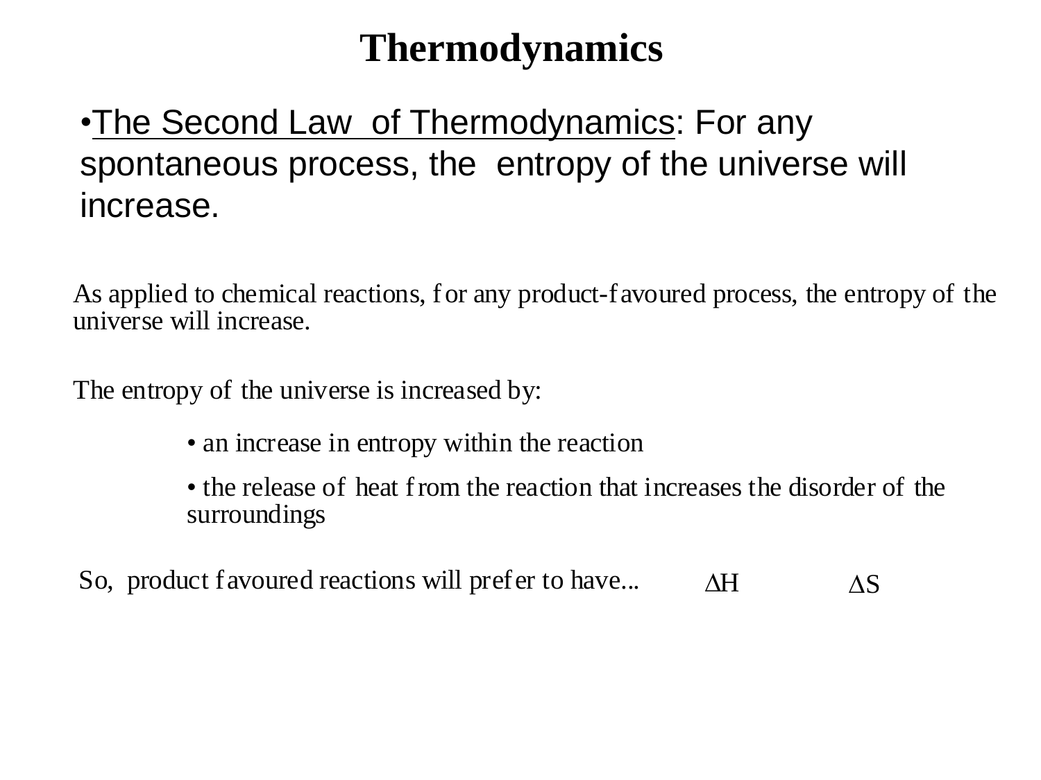# Thermodynamics

- The Second Law of Thermodynamics: For any spontaneous process, the entropy of the universe will increase.

As applied to chemical reactions, for any product-favoured process, the entropy of the universe will increase.

The entropy of the universe is increased by:

- an increase in entropy within the reaction
- the release of heat from the reaction that increases the disorder of the surroundings

So, product favoured reactions will prefer to have... $\Delta H$ $\Delta S$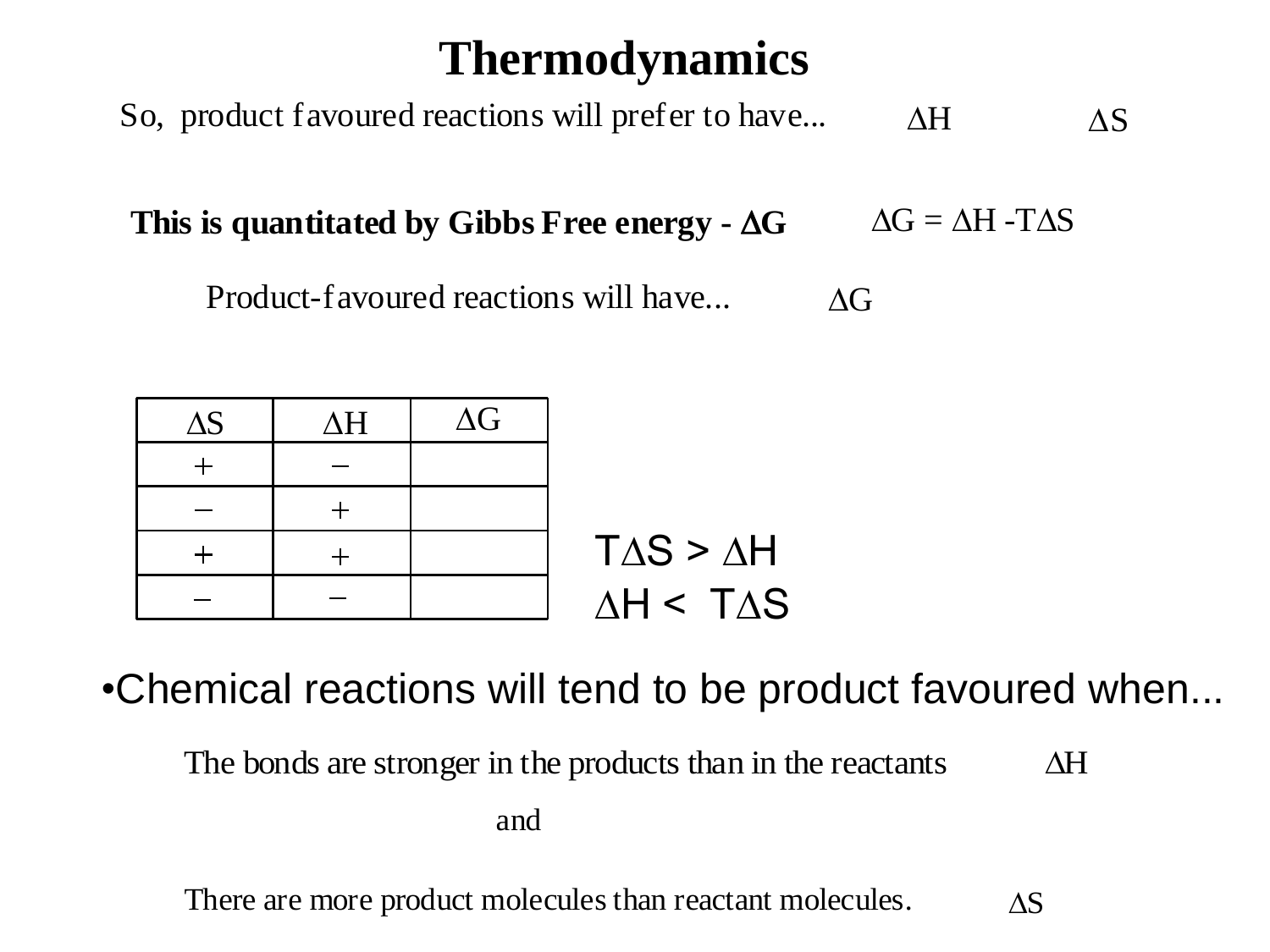# Thermodynamics

So, product favoured reactions will prefer to have... $\Delta H$ $\Delta S$

**This is quantitated by Gibbs Free energy - $\Delta G$** $\Delta G = \Delta H - T\Delta S$

Product-favoured reactions will have... $\Delta G$

| $\Delta S$ | $\Delta H$ | $\Delta G$ |
|---|---|---|
| + | – | |
| – | + | |
| + | + | |
| – | – | |

$T\Delta S > \Delta H$

$\Delta H < T\Delta S$

- Chemical reactions will tend to be product favoured when...

The bonds are stronger in the products than in the reactants $\Delta H$

and

There are more product molecules than reactant molecules. $\Delta S$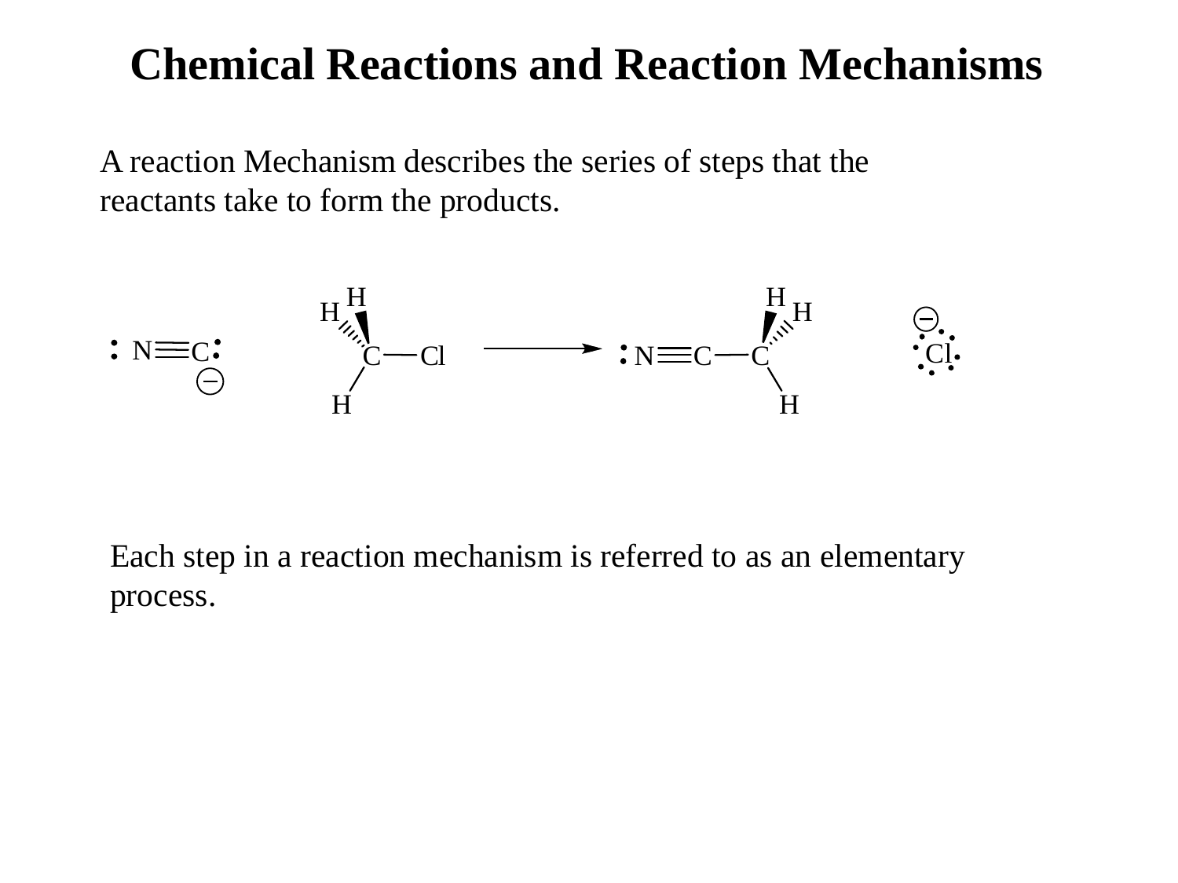# Chemical Reactions and Reaction Mechanisms

A reaction Mechanism describes the series of steps that the reactants take to form the products.

$$:N{\equiv}C:^{-} + CH_3Cl \longrightarrow :N{\equiv}C{-}CH_3 + :\ddot{Cl}:^{-}$$

Each step in a reaction mechanism is referred to as an elementary process.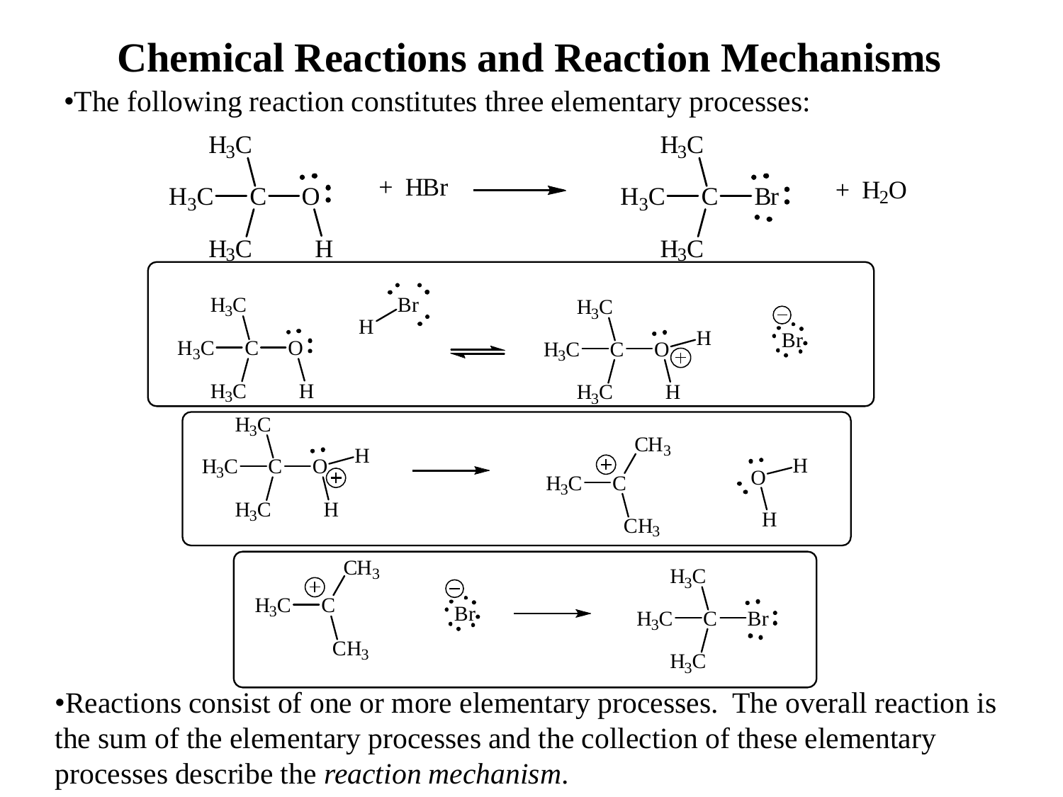# Chemical Reactions and Reaction Mechanisms

- The following reaction constitutes three elementary processes:

$$(CH_3)_3C{-}OH + HBr \longrightarrow (CH_3)_3C{-}Br + H_2O$$

$$(CH_3)_3C{-}OH + H{-}Br \rightleftharpoons (CH_3)_3C{-}OH_2^{+} + Br^{-}$$

$$(CH_3)_3C{-}OH_2^{+} \longrightarrow (CH_3)_3C^{+} + H_2O$$

$$(CH_3)_3C^{+} + Br^{-} \longrightarrow (CH_3)_3C{-}Br$$

- Reactions consist of one or more elementary processes. The overall reaction is the sum of the elementary processes and the collection of these elementary processes describe the *reaction mechanism*.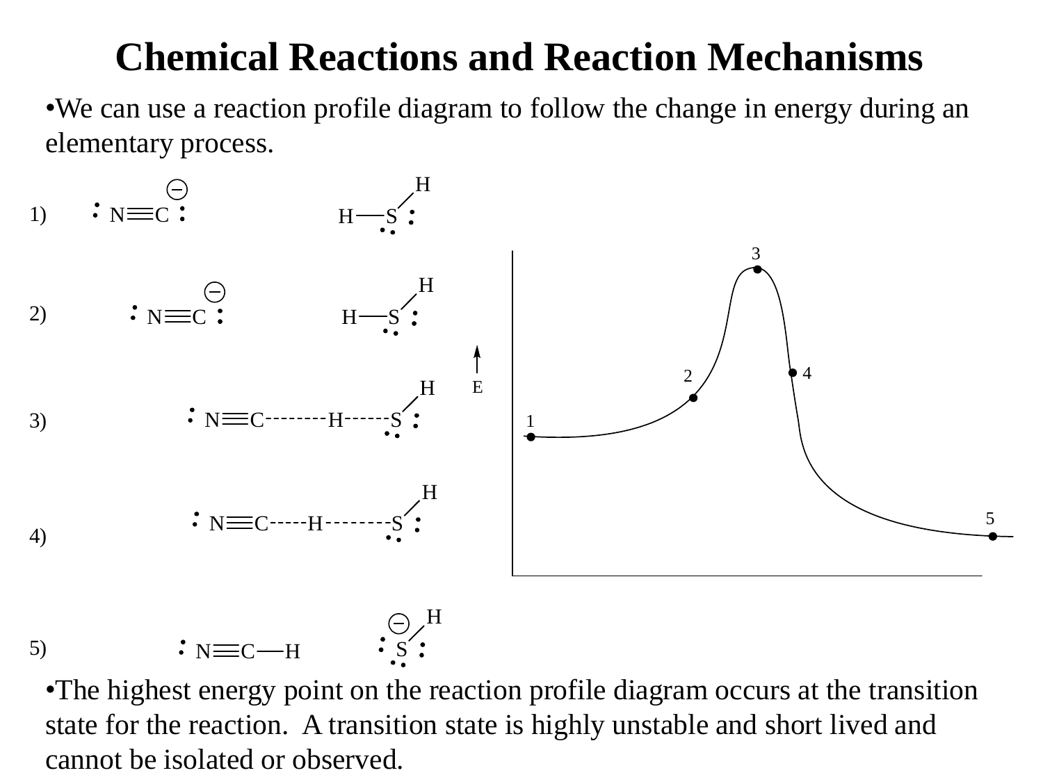# Chemical Reactions and Reaction Mechanisms

- We can use a reaction profile diagram to follow the change in energy during an elementary process.

1) $:N{\equiv}C:^{-}$ &nbsp;&nbsp;&nbsp; $H{-}S{-}H$

2) $:N{\equiv}C:^{-}$ &nbsp;&nbsp;&nbsp; $H{-}S{-}H$

3) $:N{\equiv}C\text{--------}H\text{------}S{-}H$

4) $:N{\equiv}C\text{-----}H\text{--------}S{-}H$

5) $:N{\equiv}C{-}H$ &nbsp;&nbsp;&nbsp; $:S{-}H^{-}$

E

1, 2, 3, 4, 5

- The highest energy point on the reaction profile diagram occurs at the transition state for the reaction. A transition state is highly unstable and short lived and cannot be isolated or observed.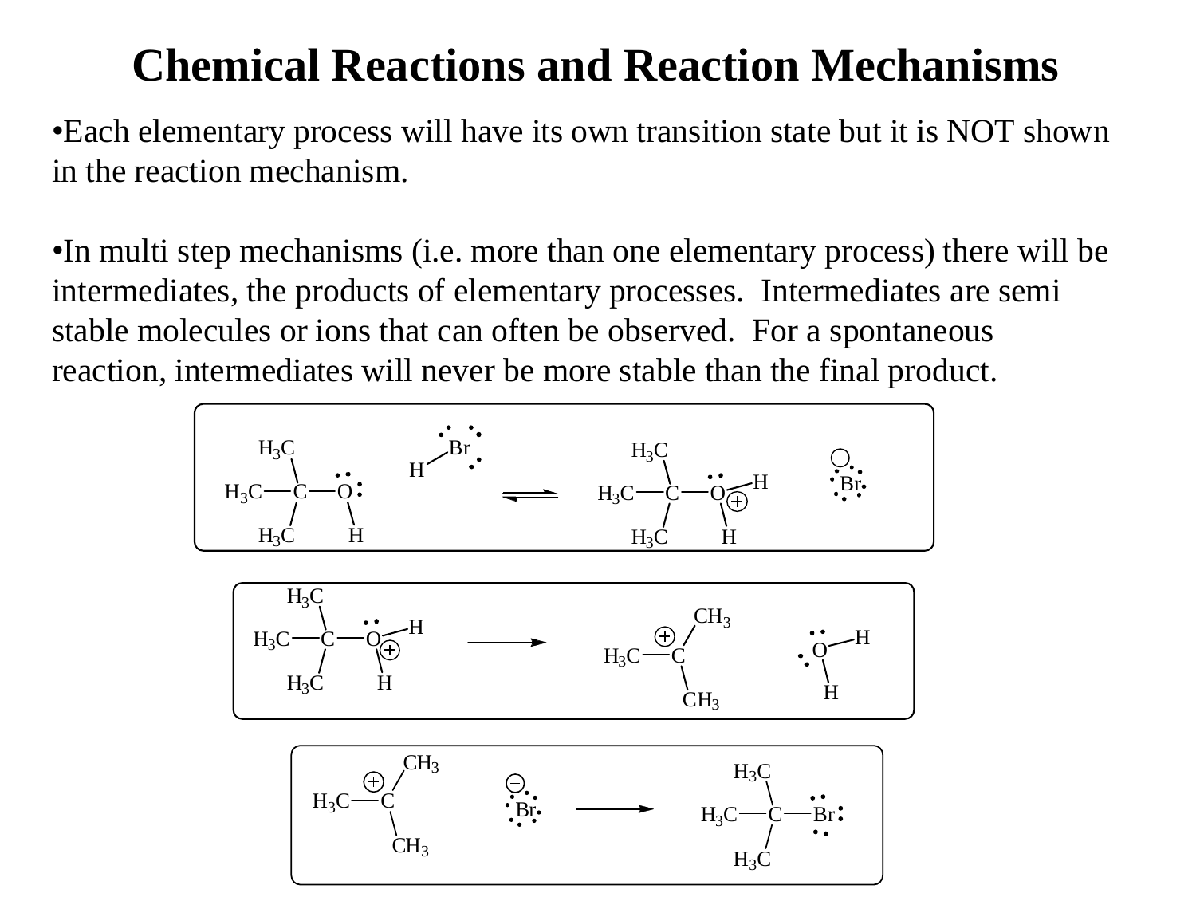# Chemical Reactions and Reaction Mechanisms

- Each elementary process will have its own transition state but it is NOT shown in the reaction mechanism.

- In multi step mechanisms (i.e. more than one elementary process) there will be intermediates, the products of elementary processes. Intermediates are semi stable molecules or ions that can often be observed. For a spontaneous reaction, intermediates will never be more stable than the final product.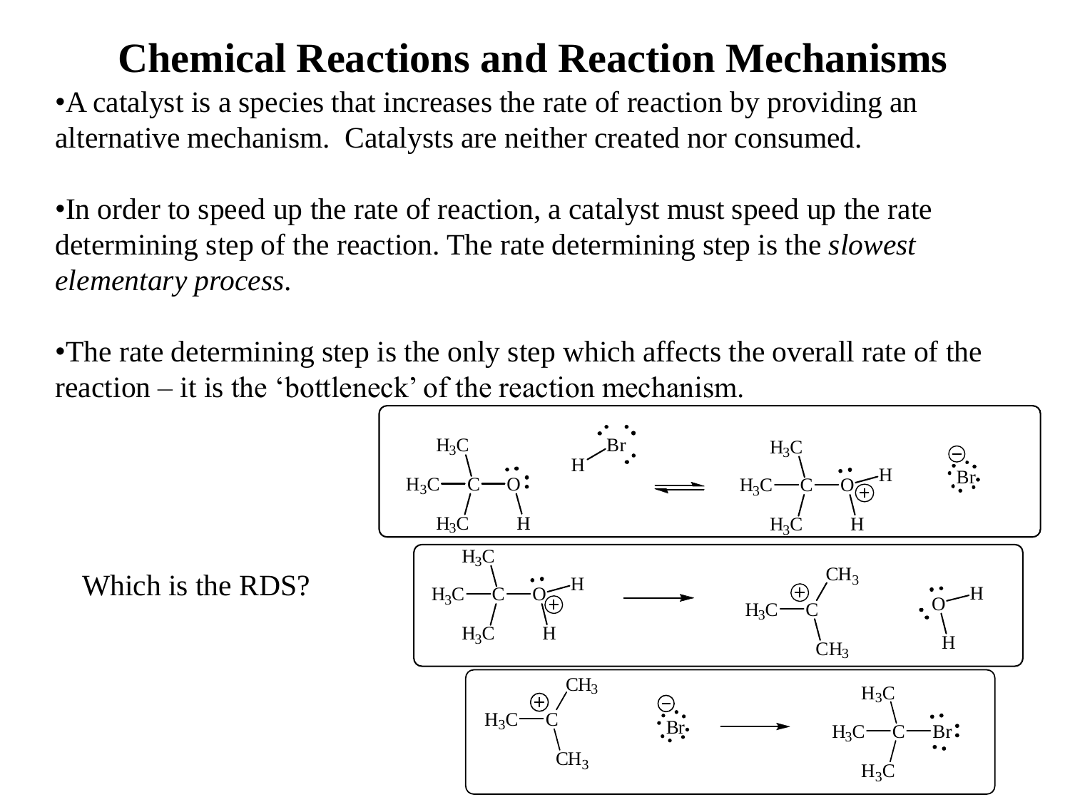# Chemical Reactions and Reaction Mechanisms

- A catalyst is a species that increases the rate of reaction by providing an alternative mechanism. Catalysts are neither created nor consumed.

- In order to speed up the rate of reaction, a catalyst must speed up the rate determining step of the reaction. The rate determining step is the *slowest elementary process*.

- The rate determining step is the only step which affects the overall rate of the reaction – it is the 'bottleneck' of the reaction mechanism.

Which is the RDS?

$$(CH_3)_3C{-}OH + HBr \rightleftharpoons (CH_3)_3C{-}OH_2^+ + Br^-$$

$$(CH_3)_3C{-}OH_2^+ \rightarrow (CH_3)_3C^+ + H_2O$$

$$(CH_3)_3C^+ + Br^- \rightarrow (CH_3)_3C{-}Br$$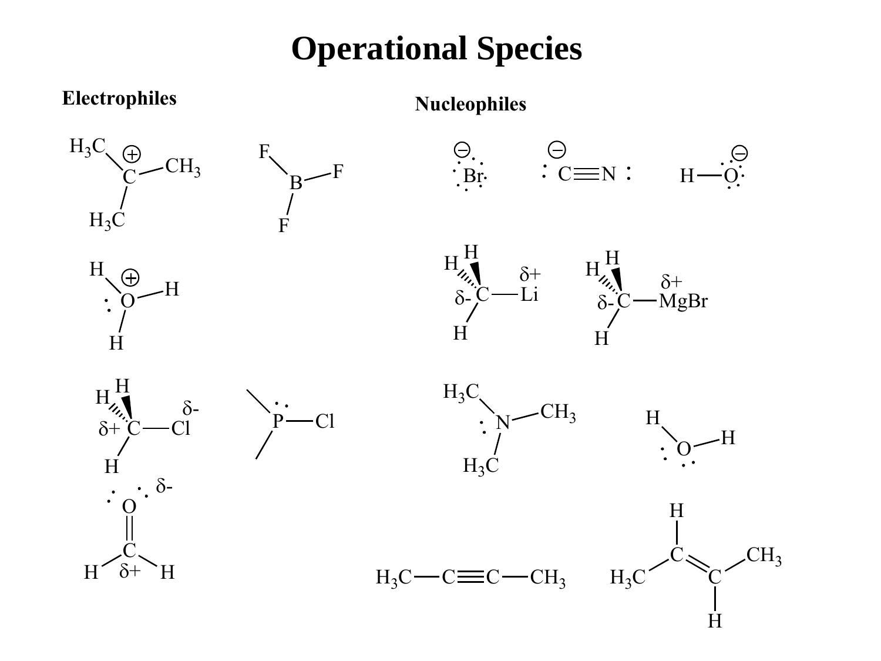# Operational Species

## Electrophiles

## Nucleophiles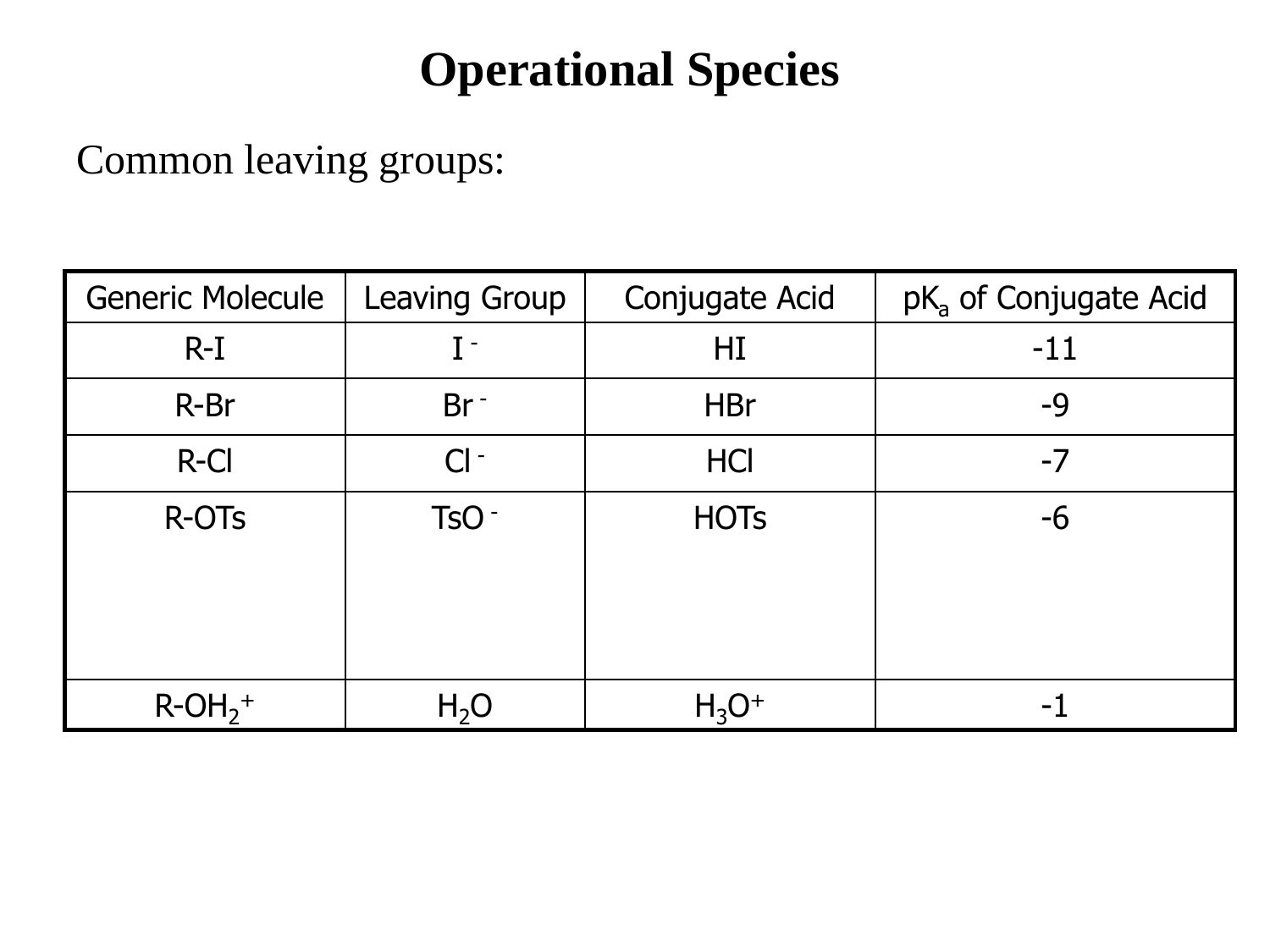# Operational Species

Common leaving groups:

| Generic Molecule | Leaving Group | Conjugate Acid | $pK_a$ of Conjugate Acid |
|---|---|---|---|
| R-I | $I^-$ | HI | -11 |
| R-Br | $Br^-$ | HBr | -9 |
| R-Cl | $Cl^-$ | HCl | -7 |
| R-OTs | $TsO^-$ | HOTs | -6 |
| $R\text{-}OH_2^+$ | $H_2O$ | $H_3O^+$ | -1 |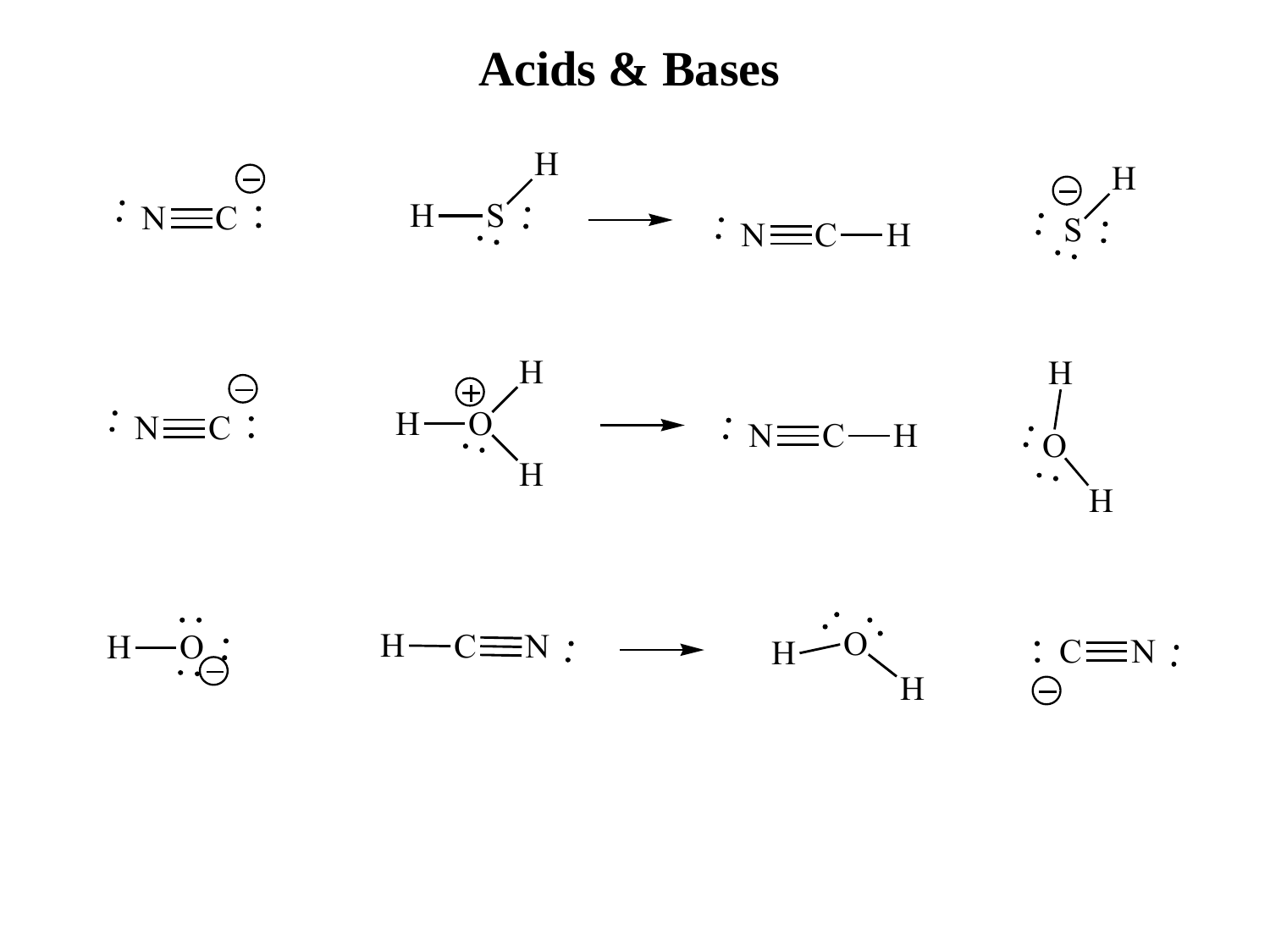# Acids & Bases

$$:N{\equiv}C:^{-} \quad + \quad H{-}\ddot{S}{-}H \longrightarrow \quad :N{\equiv}C{-}H \quad + \quad :\ddot{S}{-}H^{-}$$

$$:N{\equiv}C:^{-} \quad + \quad H{-}\ddot{O}^{+}(H){-}H \longrightarrow \quad :N{\equiv}C{-}H \quad + \quad H{-}\ddot{O}{-}H$$

$$H{-}\ddot{O}:^{-} \quad + \quad H{-}C{\equiv}N: \longrightarrow \quad H{-}\ddot{O}{-}H \quad + \quad :C{\equiv}N:^{-}$$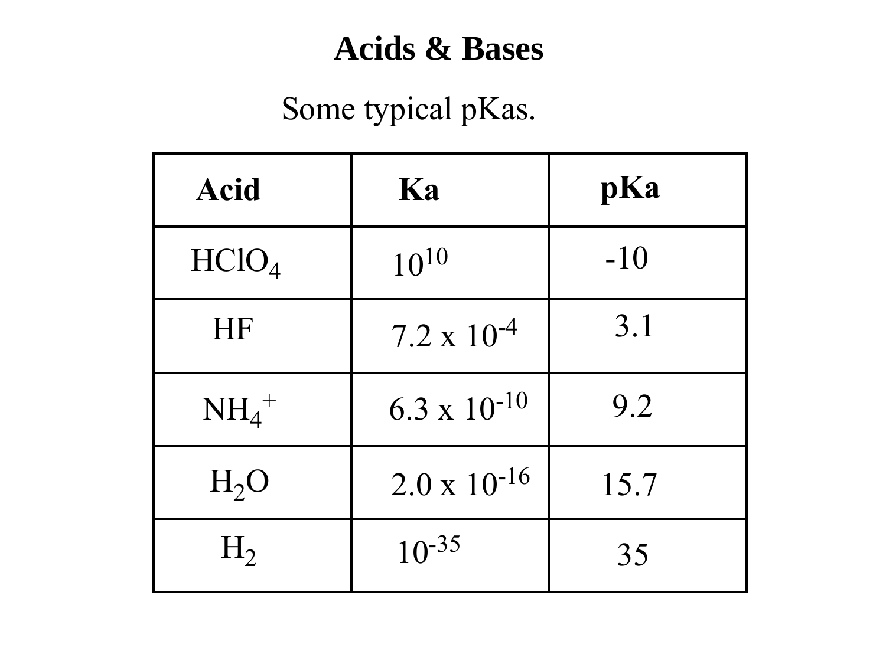# Acids & Bases

Some typical pKas.

| Acid | Ka | pKa |
| --- | --- | --- |
| $HClO_4$ | $10^{10}$ | -10 |
| HF | $7.2 \times 10^{-4}$ | 3.1 |
| $NH_4^+$ | $6.3 \times 10^{-10}$ | 9.2 |
| $H_2O$ | $2.0 \times 10^{-16}$ | 15.7 |
| $H_2$ | $10^{-35}$ | 35 |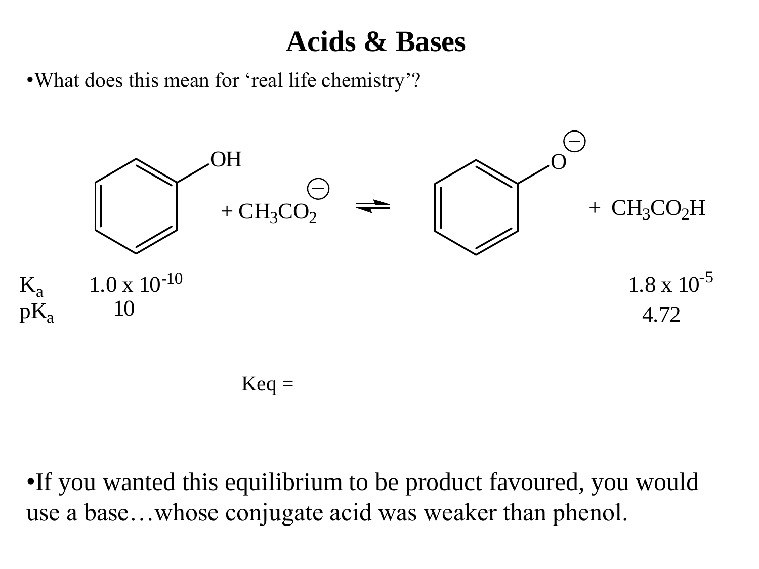# Acids & Bases

- What does this mean for 'real life chemistry'?

$$\text{PhOH} + CH_3CO_2^{-} \rightleftharpoons \text{PhO}^{-} + CH_3CO_2H$$

| | Phenol | | $CH_3CO_2H$ |
|---|---|---|---|
| $K_a$ | $1.0 \times 10^{-10}$ | | $1.8 \times 10^{-5}$ |
| $pK_a$ | 10 | | 4.72 |

Keq =

- If you wanted this equilibrium to be product favoured, you would use a base…whose conjugate acid was weaker than phenol.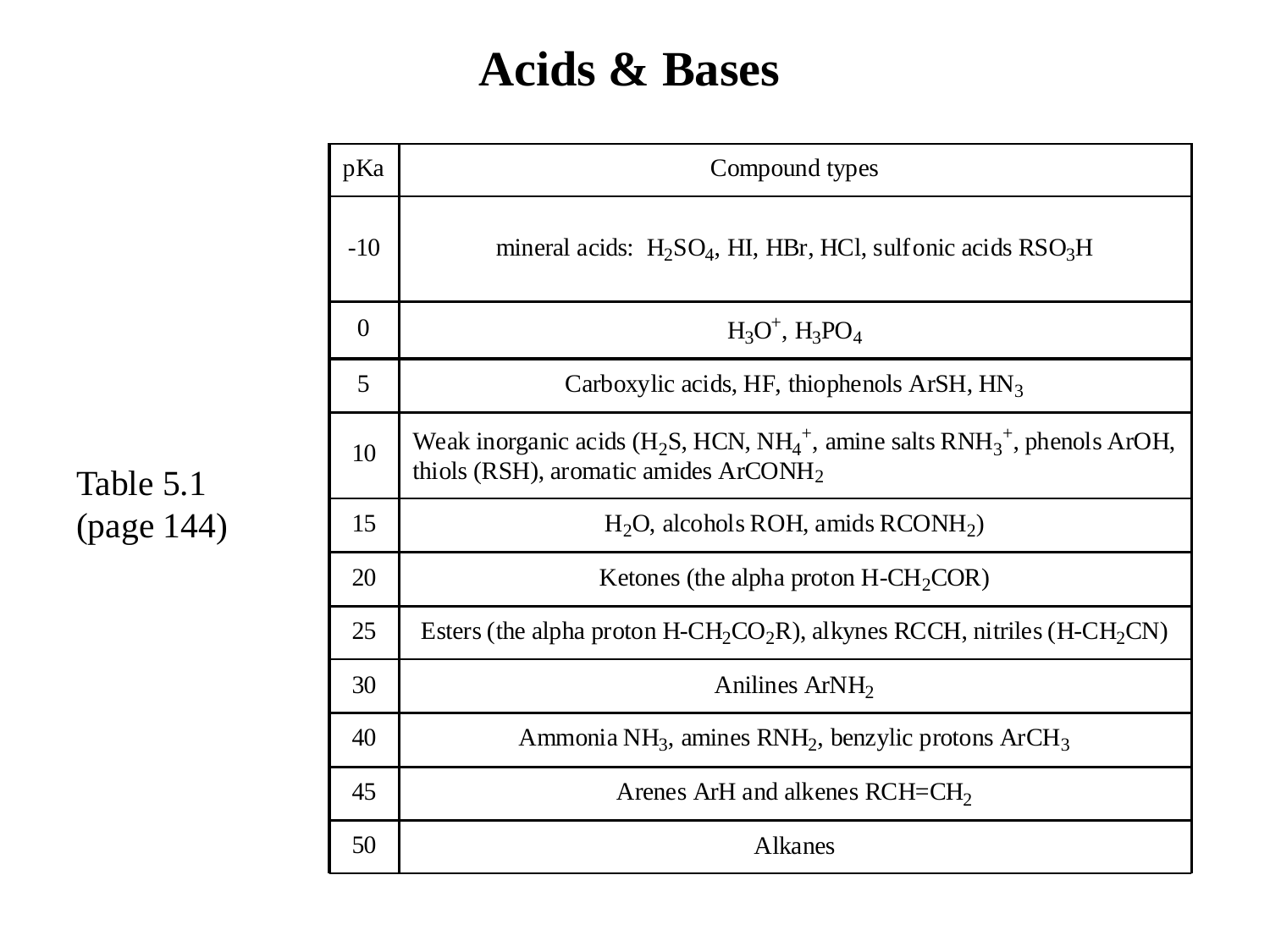# Acids & Bases

Table 5.1
(page 144)

| pKa | Compound types |
|---|---|
| -10 | mineral acids: $H_2SO_4$, HI, HBr, HCl, sulfonic acids $RSO_3H$ |
| 0 | $H_3O^+$, $H_3PO_4$ |
| 5 | Carboxylic acids, HF, thiophenols ArSH, $HN_3$ |
| 10 | Weak inorganic acids ($H_2S$, HCN, $NH_4^+$, amine salts $RNH_3^+$, phenols ArOH, thiols (RSH), aromatic amides $ArCONH_2$ |
| 15 | $H_2O$, alcohols ROH, amids $RCONH_2$) |
| 20 | Ketones (the alpha proton H-$CH_2$COR) |
| 25 | Esters (the alpha proton H-$CH_2CO_2R$), alkynes RCCH, nitriles (H-$CH_2$CN) |
| 30 | Anilines $ArNH_2$ |
| 40 | Ammonia $NH_3$, amines $RNH_2$, benzylic protons $ArCH_3$ |
| 45 | Arenes ArH and alkenes RCH=$CH_2$ |
| 50 | Alkanes |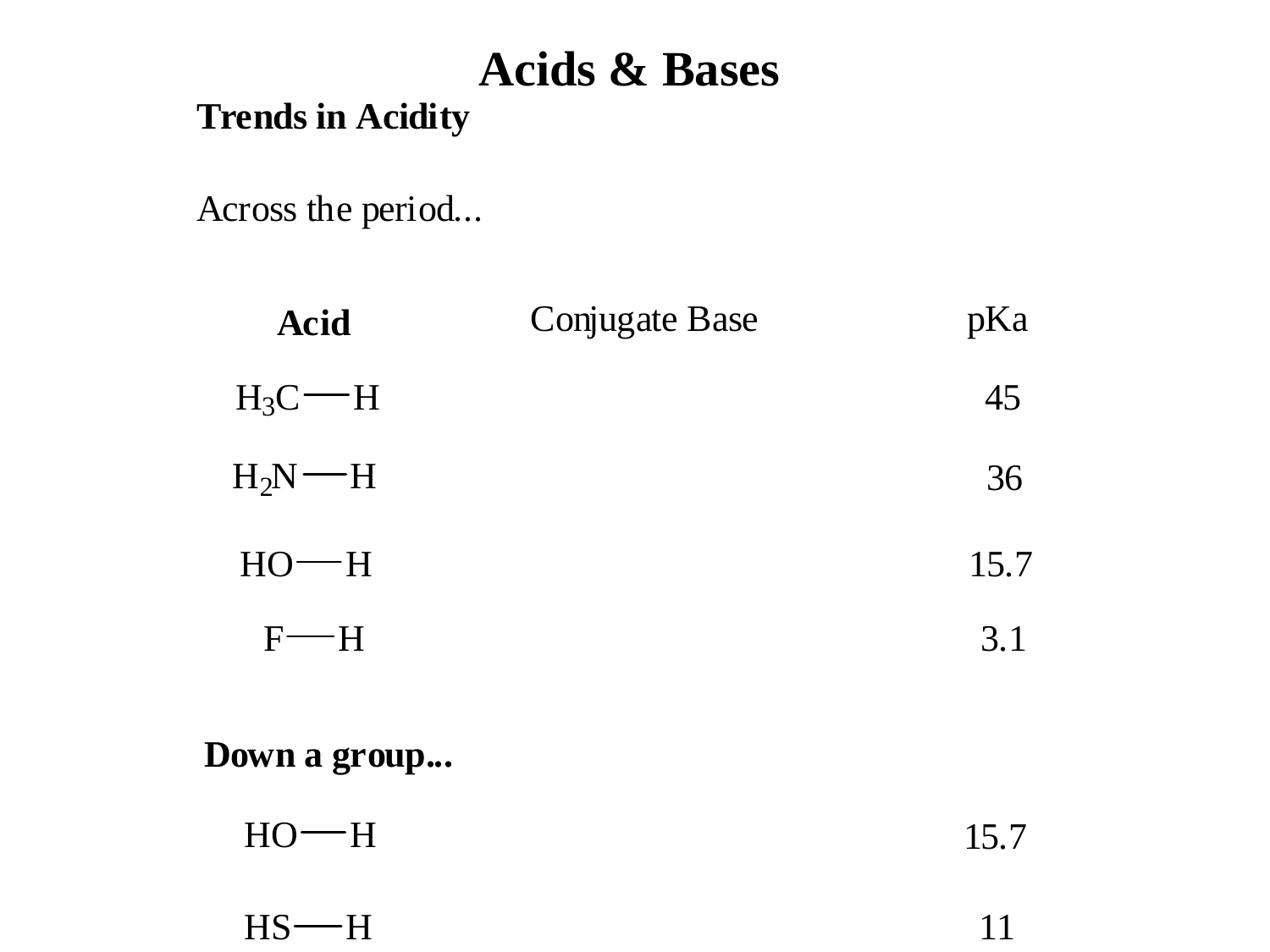# Acids & Bases

## Trends in Acidity

Across the period...

| Acid | Conjugate Base | pKa |
|---|---|---|
| $H_3C—H$ | | 45 |
| $H_2N—H$ | | 36 |
| $HO—H$ | | 15.7 |
| $F—H$ | | 3.1 |

**Down a group...**

| Acid | Conjugate Base | pKa |
|---|---|---|
| $HO—H$ | | 15.7 |
| $HS—H$ | | 11 |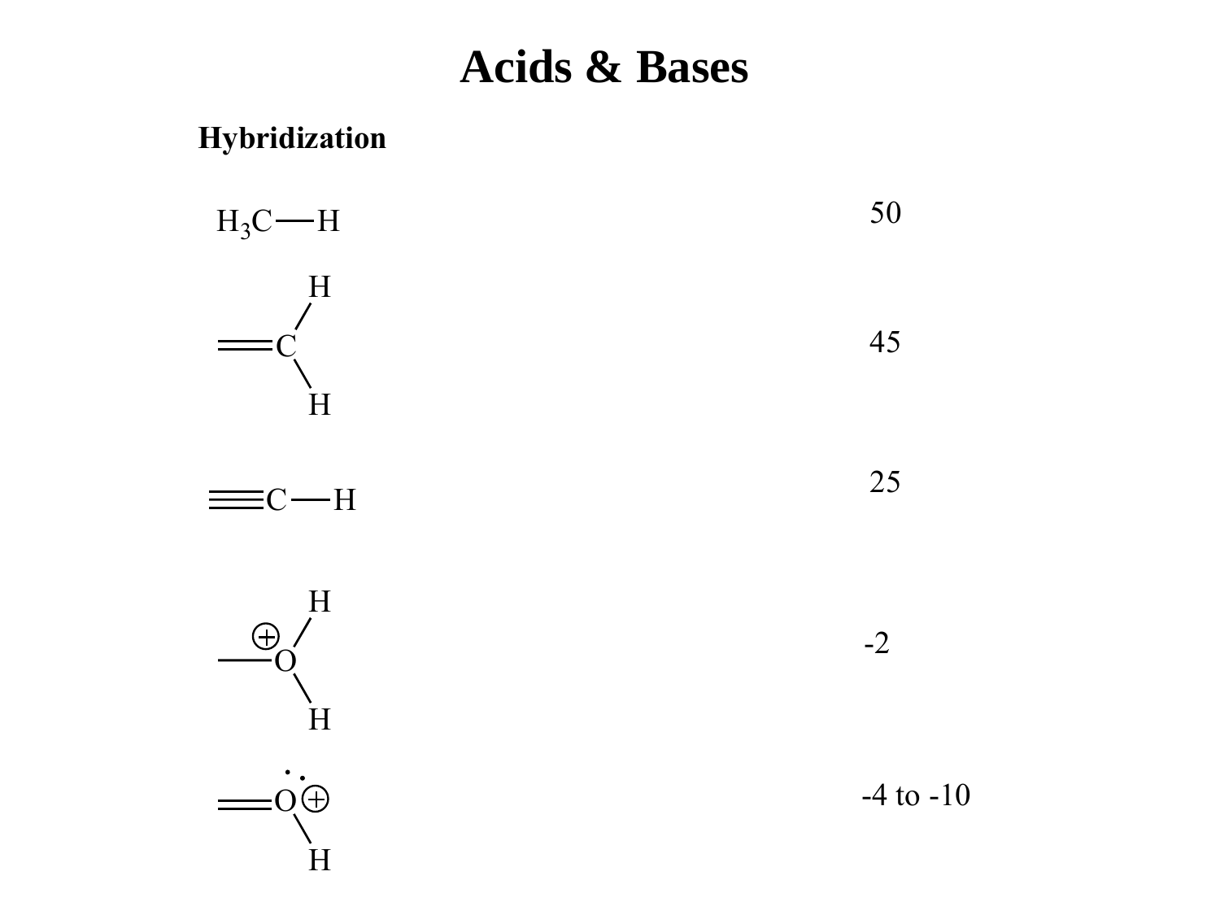# Acids & Bases

**Hybridization**

| Structure | pKa |
| --- | --- |
| $H_3C—H$ | 50 |
| $=CH_2$ | 45 |
| $≡C—H$ | 25 |
| $—O^{+}H_2$ | -2 |
| $=O^{+}—H$ | -4 to -10 |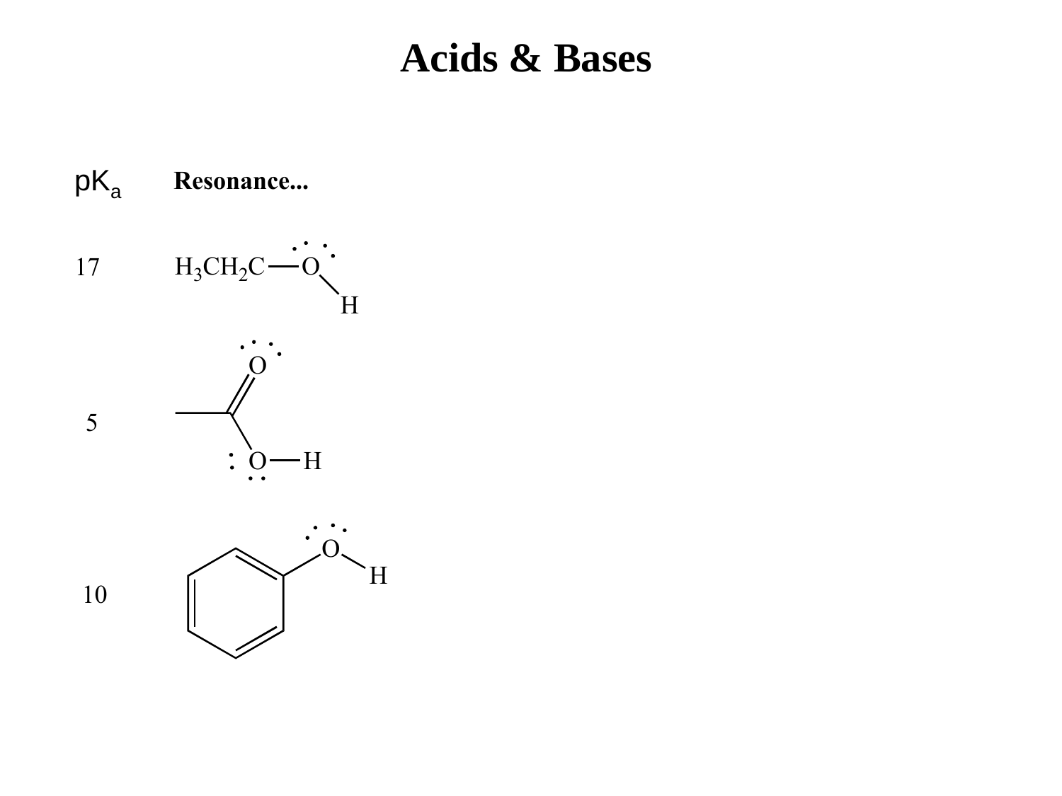# Acids & Bases

| $pK_a$ | **Resonance...** |
| --- | --- |
| 17 | $H_3CH_2C-OH$ |
| 5 | $CH_3C(=O)OH$ |
| 10 | $C_6H_5OH$ |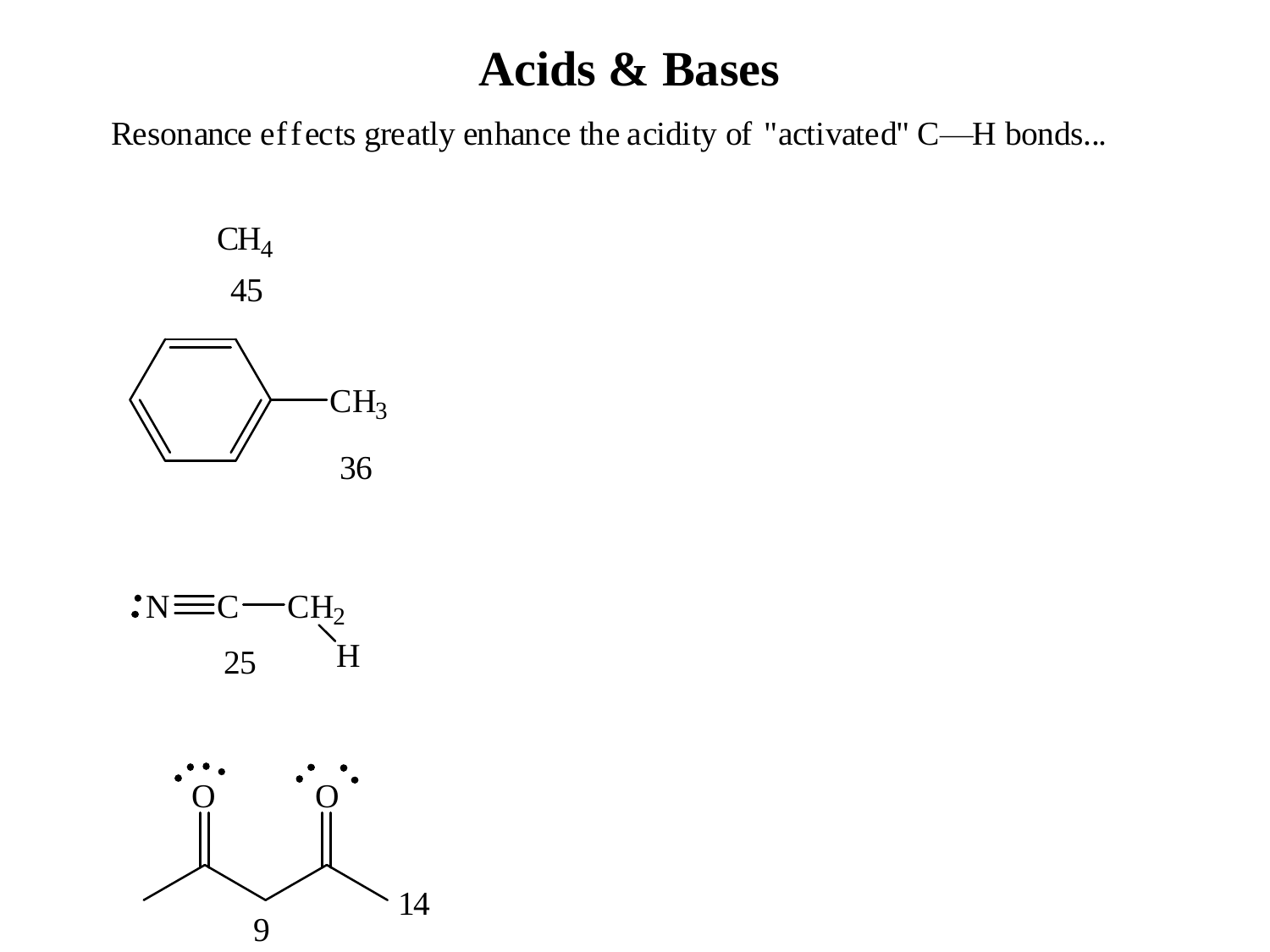# Acids & Bases

Resonance effects greatly enhance the acidity of "activated" C—H bonds...

$CH_4$

45

$C_6H_5$—$CH_3$

36

:N≡C—$CH_2$—H

25

$CH_3C(=O)CH_2C(=O)CH_3$

9

14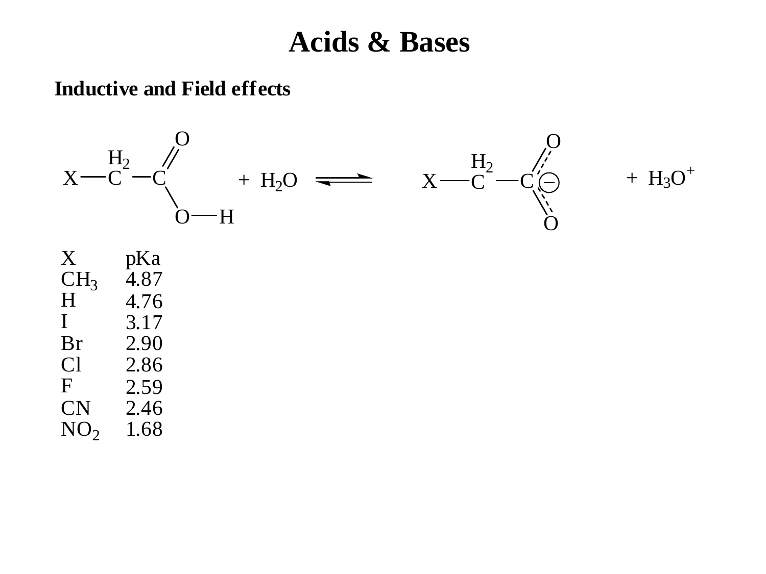# Acids & Bases

## Inductive and Field effects

$$X{-}CH_2{-}COOH + H_2O \rightleftharpoons X{-}CH_2{-}COO^- + H_3O^+$$

| X | pKa |
|---|---|
| $CH_3$ | 4.87 |
| H | 4.76 |
| I | 3.17 |
| Br | 2.90 |
| Cl | 2.86 |
| F | 2.59 |
| CN | 2.46 |
| $NO_2$ | 1.68 |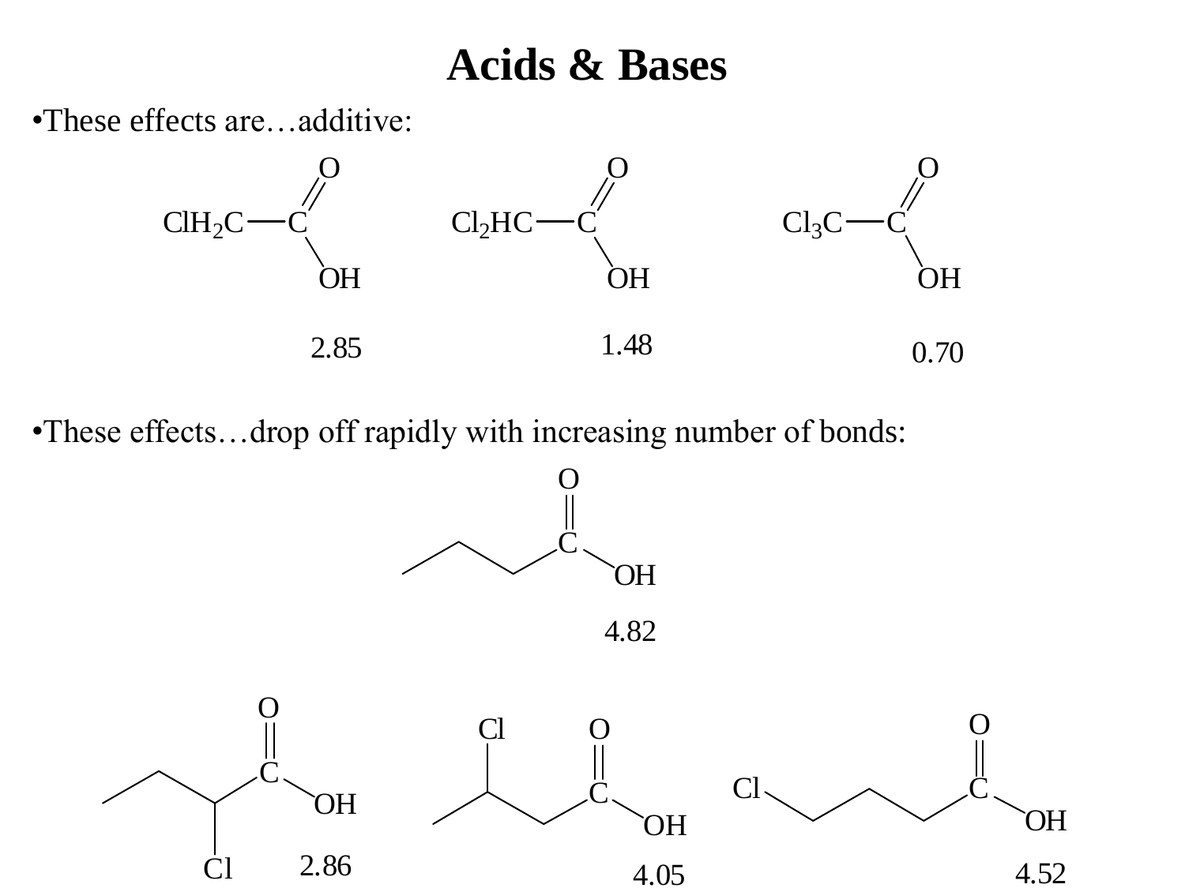# Acids & Bases

- These effects are…additive:

$ClH_2C-COOH$

2.85

$Cl_2HC-COOH$

1.48

$Cl_3C-COOH$

0.70

- These effects…drop off rapidly with increasing number of bonds:

4.82

Cl

2.86

Cl

4.05

Cl

4.52